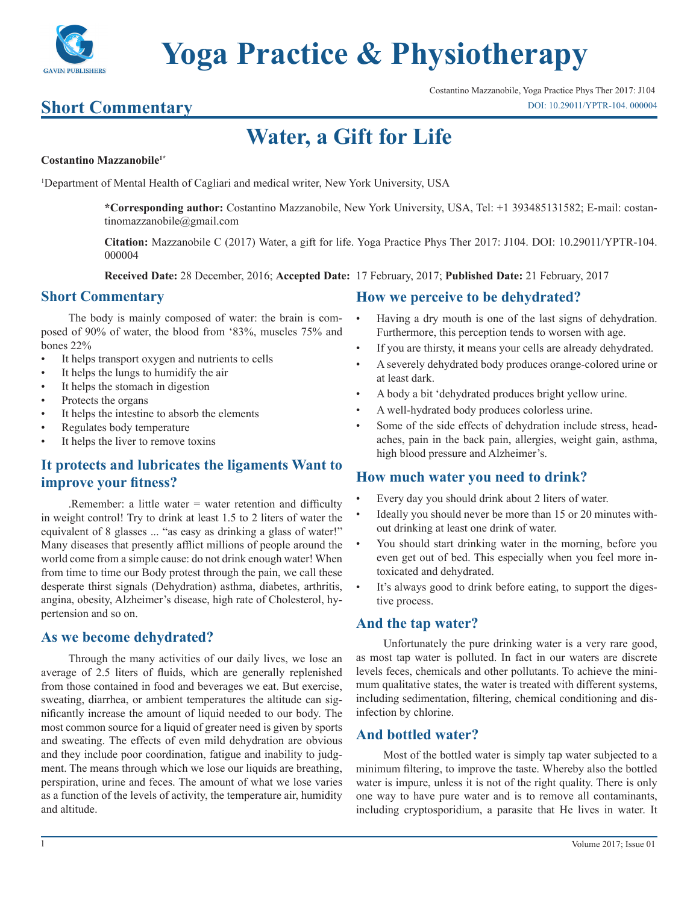# Water, a Gift for Life

**Short Commentary**

DOI: 10.29011/YPTR-104. 000004

**Costantino Mazzanobile[1*]**

[1]Department of Mental Health of Cagliari and medical writer, New York University, USA

**\*Corresponding author:** Costantino Mazzanobile, New York University, USA, Tel: +1 393485131582; E-mail: costantinomazzanobile@gmail.com

**Citation:** Mazzanobile C (2017) Water, a gift for life. Yoga Practice Phys Ther 2017: J104. DOI: 10.29011/YPTR-104. 000004

**Received Date:** 28 December, 2016; **Accepted Date:** 17 February, 2017; **Published Date:** 21 February, 2017

## Short Commentary

The body is mainly composed of water: the brain is composed of 90% of water, the blood from '83%, muscles 75% and bones 22%

- It helps transport oxygen and nutrients to cells
- It helps the lungs to humidify the air
- It helps the stomach in digestion
- Protects the organs
- It helps the intestine to absorb the elements
- Regulates body temperature
- It helps the liver to remove toxins

## It protects and lubricates the ligaments Want to improve your fitness?

.Remember: a little water = water retention and difficulty in weight control! Try to drink at least 1.5 to 2 liters of water the equivalent of 8 glasses ... "as easy as drinking a glass of water!" Many diseases that presently afflict millions of people around the world come from a simple cause: do not drink enough water! When from time to time our Body protest through the pain, we call these desperate thirst signals (Dehydration) asthma, diabetes, arthritis, angina, obesity, Alzheimer's disease, high rate of Cholesterol, hypertension and so on.

## As we become dehydrated?

Through the many activities of our daily lives, we lose an average of 2.5 liters of fluids, which are generally replenished from those contained in food and beverages we eat. But exercise, sweating, diarrhea, or ambient temperatures the altitude can significantly increase the amount of liquid needed to our body. The most common source for a liquid of greater need is given by sports and sweating. The effects of even mild dehydration are obvious and they include poor coordination, fatigue and inability to judgment. The means through which we lose our liquids are breathing, perspiration, urine and feces. The amount of what we lose varies as a function of the levels of activity, the temperature air, humidity and altitude.

## How we perceive to be dehydrated?

- Having a dry mouth is one of the last signs of dehydration. Furthermore, this perception tends to worsen with age.
- If you are thirsty, it means your cells are already dehydrated.
- A severely dehydrated body produces orange-colored urine or at least dark.
- A body a bit 'dehydrated produces bright yellow urine.
- A well-hydrated body produces colorless urine.
- Some of the side effects of dehydration include stress, headaches, pain in the back pain, allergies, weight gain, asthma, high blood pressure and Alzheimer's.

## How much water you need to drink?

- Every day you should drink about 2 liters of water.
- Ideally you should never be more than 15 or 20 minutes without drinking at least one drink of water.
- You should start drinking water in the morning, before you even get out of bed. This especially when you feel more intoxicated and dehydrated.
- It's always good to drink before eating, to support the digestive process.

## And the tap water?

Unfortunately the pure drinking water is a very rare good, as most tap water is polluted. In fact in our waters are discrete levels feces, chemicals and other pollutants. To achieve the minimum qualitative states, the water is treated with different systems, including sedimentation, filtering, chemical conditioning and disinfection by chlorine.

## And bottled water?

Most of the bottled water is simply tap water subjected to a minimum filtering, to improve the taste. Whereby also the bottled water is impure, unless it is not of the right quality. There is only one way to have pure water and is to remove all contaminants, including cryptosporidium, a parasite that He lives in water. It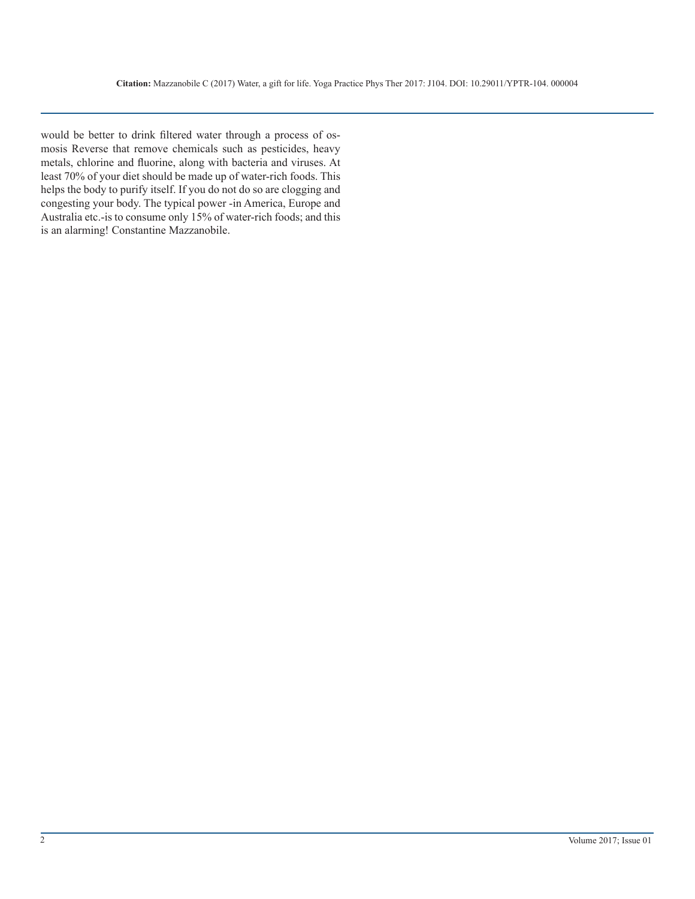would be better to drink filtered water through a process of osmosis Reverse that remove chemicals such as pesticides, heavy metals, chlorine and fluorine, along with bacteria and viruses. At least 70% of your diet should be made up of water-rich foods. This helps the body to purify itself. If you do not do so are clogging and congesting your body. The typical power -in America, Europe and Australia etc.-is to consume only 15% of water-rich foods; and this is an alarming! Constantine Mazzanobile.